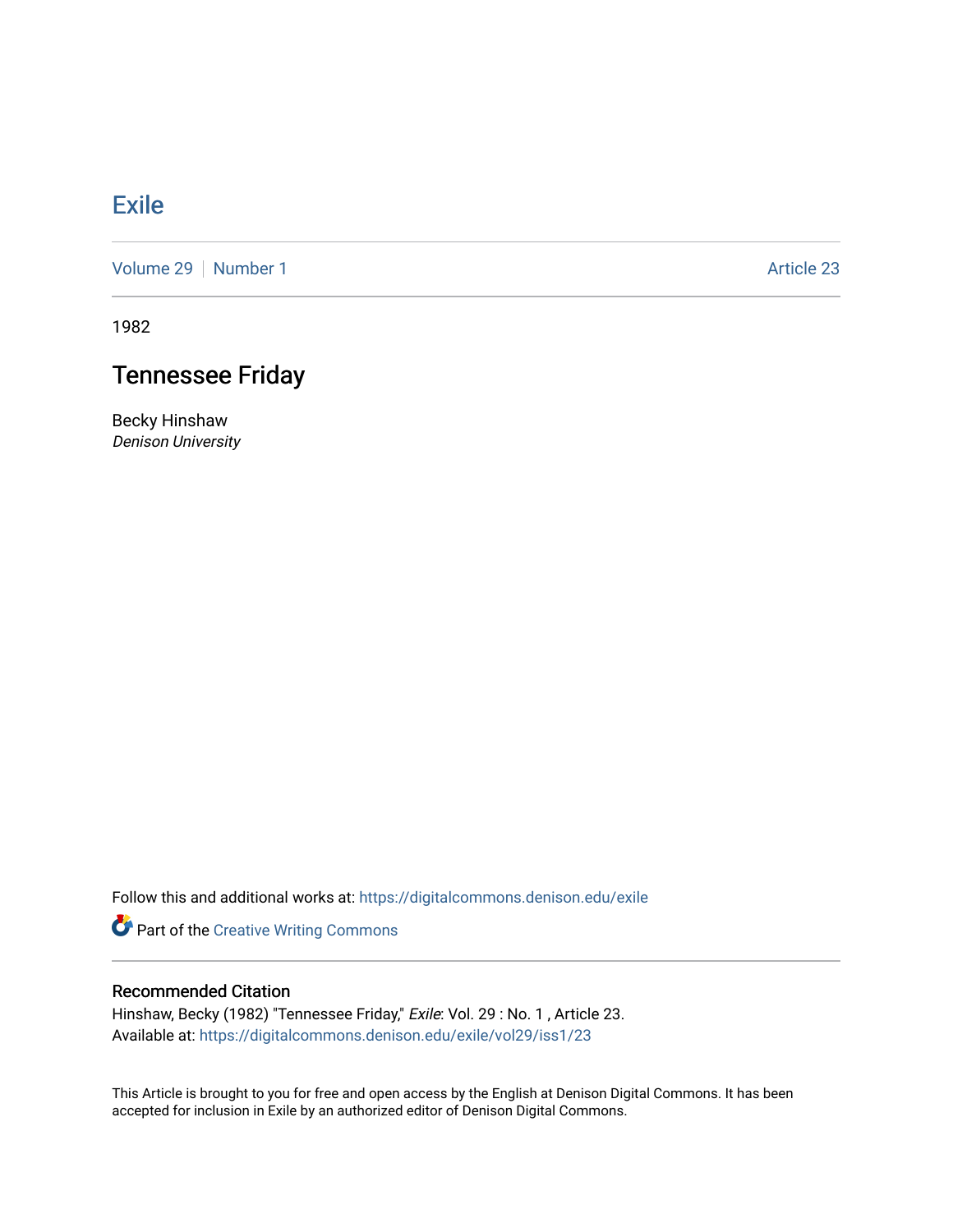# Exile

Volume 29 | Number 1 Article 23

1982

## Tennessee Friday

Becky Hinshaw
*Denison University*

Follow this and additional works at: https://digitalcommons.denison.edu/exile

Part of the Creative Writing Commons

### Recommended Citation

Hinshaw, Becky (1982) "Tennessee Friday," *Exile*: Vol. 29 : No. 1 , Article 23.
Available at: https://digitalcommons.denison.edu/exile/vol29/iss1/23

This Article is brought to you for free and open access by the English at Denison Digital Commons. It has been accepted for inclusion in Exile by an authorized editor of Denison Digital Commons.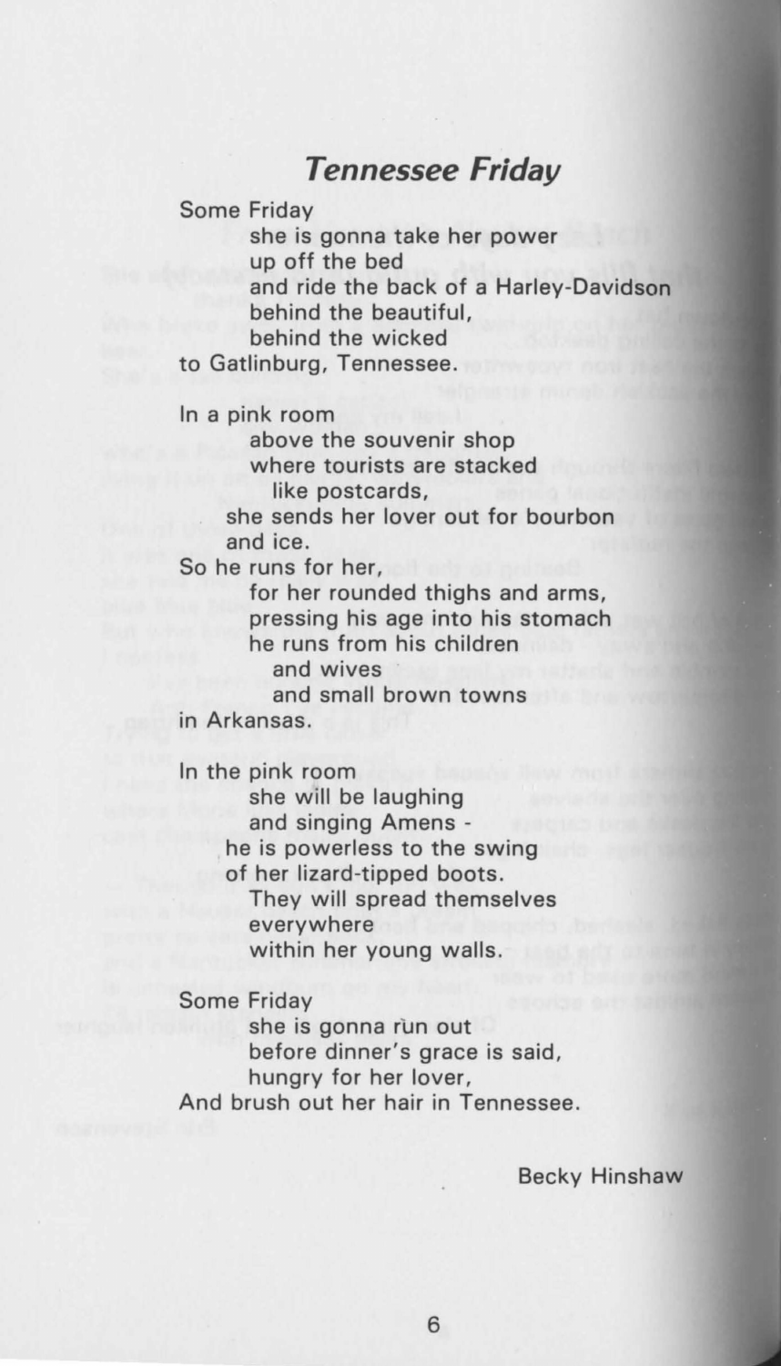## *Tennessee Friday*

Some Friday
    she is gonna take her power
    up off the bed
    and ride the back of a Harley-Davidson
    behind the beautiful,
    behind the wicked
to Gatlinburg, Tennessee.

In a pink room
    above the souvenir shop
    where tourists are stacked
        like postcards,
  she sends her lover out for bourbon
  and ice.
So he runs for her,
    for her rounded thighs and arms,
    pressing his age into his stomach
    he runs from his children
        and wives
        and small brown towns
in Arkansas.

In the pink room
    she will be laughing
    and singing Amens -
  he is powerless to the swing
  of her lizard-tipped boots.
    They will spread themselves
    everywhere
    within her young walls.

Some Friday
    she is gonna run out
    before dinner's grace is said,
    hungry for her lover,
And brush out her hair in Tennessee.

Becky Hinshaw